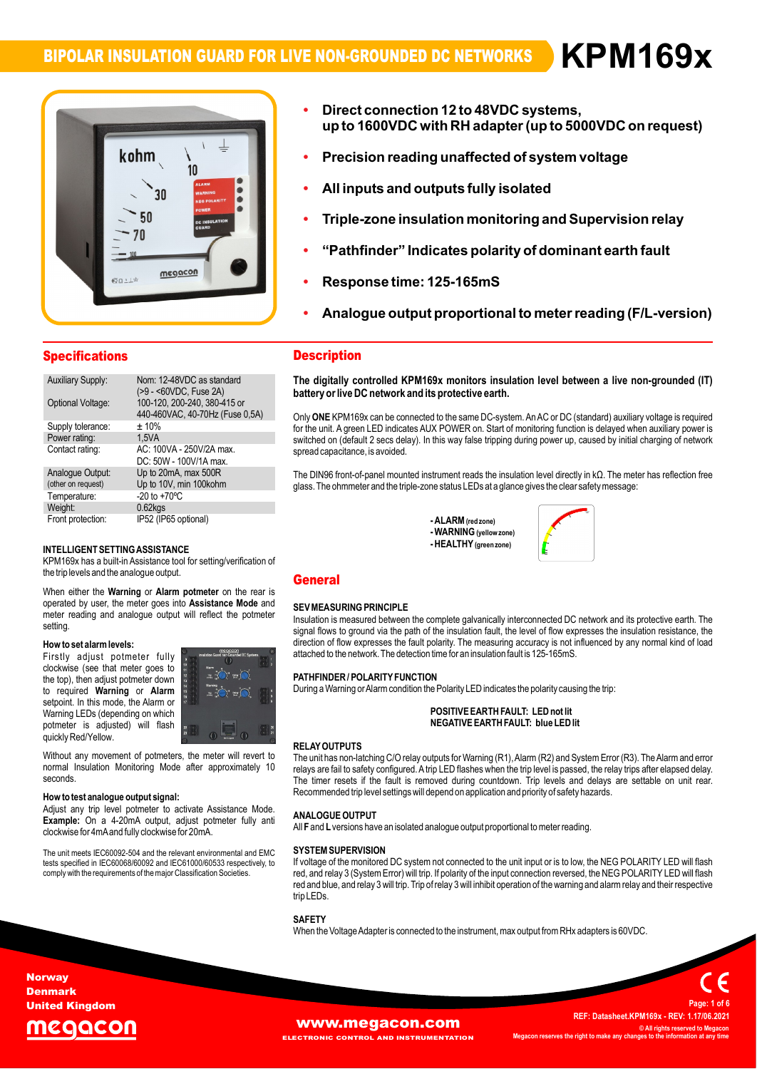# BIPOLAR INSULATION GUARD FOR LIVE NON-GROUNDED DC NETWORKS KPM169x

- **Direct connection 12 to 48VDC systems, up to 1600VDC with RH adapter (up to 5000VDC on request)**
- **Precision reading unaffected of system voltage**
- **All inputs and outputs fully isolated**
- **Triple-zone insulation monitoring and Supervision relay**
- **"Pathfinder" Indicates polarity of dominant earth fault**
- **Response time: 125-165mS**
- **Analogue output proportional to meter reading (F/L-version)**

## Specifications

| | |
|---|---|
| Auxiliary Supply: | Nom: 12-48VDC as standard (>9 - <60VDC, Fuse 2A) |
| Optional Voltage: | 100-120, 200-240, 380-415 or 440-460VAC, 40-70Hz (Fuse 0,5A) |
| Supply tolerance: | ± 10% |
| Power rating: | 1,5VA |
| Contact rating: | AC: 100VA - 250V/2A max. DC: 50W - 100V/1A max. |
| Analogue Output: (other on request) | Up to 20mA, max 500R Up to 10V, min 100kohm |
| Temperature: | -20 to +70ºC |
| Weight: | 0.62kgs |
| Front protection: | IP52 (IP65 optional) |

### INTELLIGENT SETTING ASSISTANCE

KPM169x has a built-in Assistance tool for setting/verification of the trip levels and the analogue output.

When either the **Warning** or **Alarm potmeter** on the rear is operated by user, the meter goes into **Assistance Mode** and meter reading and analogue output will reflect the potmeter setting.

**How to set alarm levels:**
Firstly adjust potmeter fully clockwise (see that meter goes to the top), then adjust potmeter down to required **Warning** or **Alarm** setpoint. In this mode, the Alarm or Warning LEDs (depending on which potmeter is adjusted) will flash quickly Red/Yellow.

Without any movement of potmeters, the meter will revert to normal Insulation Monitoring Mode after approximately 10 seconds.

**How to test analogue output signal:**
Adjust any trip level potmeter to activate Assistance Mode. **Example:** On a 4-20mA output, adjust potmeter fully anti clockwise for 4mA and fully clockwise for 20mA.

The unit meets IEC60092-504 and the relevant environmental and EMC tests specified in IEC60068/60092 and IEC61000/60533 respectively, to comply with the requirements of the major Classification Societies.

## Description

**The digitally controlled KPM169x monitors insulation level between a live non-grounded (IT) battery or live DC network and its protective earth.**

Only **ONE** KPM169x can be connected to the same DC-system. An AC or DC (standard) auxiliary voltage is required for the unit. A green LED indicates AUX POWER on. Start of monitoring function is delayed when auxiliary power is switched on (default 2 secs delay). In this way false tripping during power up, caused by initial charging of network spread capacitance, is avoided.

The DIN96 front-of-panel mounted instrument reads the insulation level directly in kΩ. The meter has reflection free glass. The ohmmeter and the triple-zone status LEDs at a glance gives the clear safety message:

- **ALARM** (red zone)
- **WARNING** (yellow zone)
- **HEALTHY** (green zone)

## General

### SEV MEASURING PRINCIPLE

Insulation is measured between the complete galvanically interconnected DC network and its protective earth. The signal flows to ground via the path of the insulation fault, the level of flow expresses the insulation resistance, the direction of flow expresses the fault polarity. The measuring accuracy is not influenced by any normal kind of load attached to the network. The detection time for an insulation fault is 125-165mS.

### PATHFINDER / POLARITY FUNCTION

During a Warning or Alarm condition the Polarity LED indicates the polarity causing the trip:

**POSITIVE EARTH FAULT: LED not lit**
**NEGATIVE EARTH FAULT: blue LED lit**

### RELAY OUTPUTS

The unit has non-latching C/O relay outputs for Warning (R1), Alarm (R2) and System Error (R3). The Alarm and error relays are fail to safety configured. A trip LED flashes when the trip level is passed, the relay trips after elapsed delay. The timer resets if the fault is removed during countdown. Trip levels and delays are settable on unit rear. Recommended trip level settings will depend on application and priority of safety hazards.

### ANALOGUE OUTPUT

All **F** and **L** versions have an isolated analogue output proportional to meter reading.

### SYSTEM SUPERVISION

If voltage of the monitored DC system not connected to the unit input or is to low, the NEG POLARITY LED will flash red, and relay 3 (System Error) will trip. If polarity of the input connection reversed, the NEG POLARITY LED will flash red and blue, and relay 3 will trip. Trip of relay 3 will inhibit operation of the warning and alarm relay and their respective trip LEDs.

### SAFETY

When the Voltage Adapter is connected to the instrument, max output from RHx adapters is 60VDC.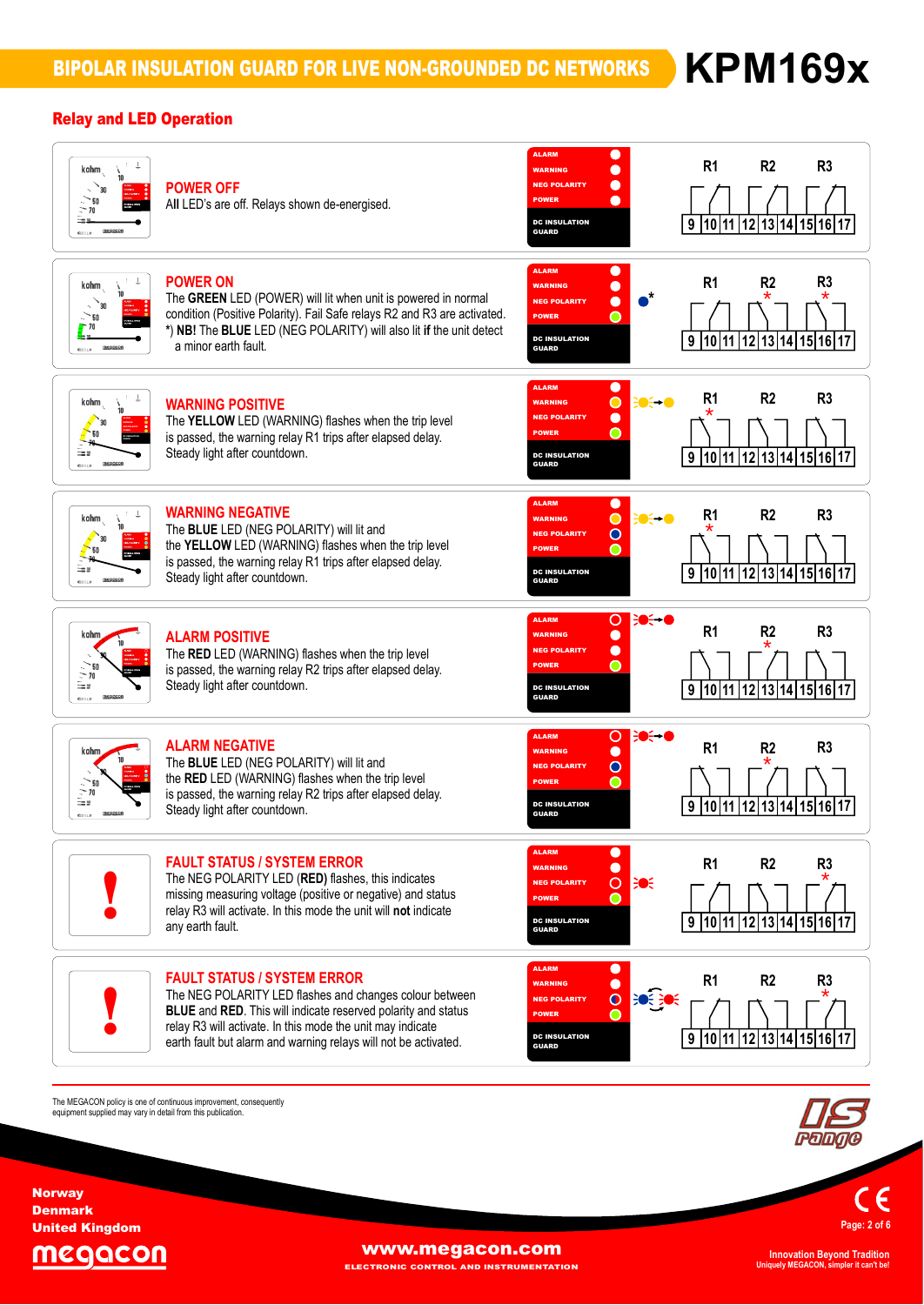## Relay and LED Operation

### POWER OFF
All LED's are off. Relays shown de-energised.

### POWER ON
The **GREEN** LED (POWER) will lit when unit is powered in normal condition (Positive Polarity). Fail Safe relays R2 and R3 are activated.
*) **NB!** The **BLUE** LED (NEG POLARITY) will also lit **if** the unit detect a minor earth fault.

### WARNING POSITIVE
The **YELLOW** LED (WARNING) flashes when the trip level is passed, the warning relay R1 trips after elapsed delay.
Steady light after countdown.

### WARNING NEGATIVE
The **BLUE** LED (NEG POLARITY) will lit and the **YELLOW** LED (WARNING) flashes when the trip level is passed, the warning relay R1 trips after elapsed delay.
Steady light after countdown.

### ALARM POSITIVE
The **RED** LED (WARNING) flashes when the trip level is passed, the warning relay R2 trips after elapsed delay.
Steady light after countdown.

### ALARM NEGATIVE
The **BLUE** LED (NEG POLARITY) will lit and the **RED** LED (WARNING) flashes when the trip level is passed, the warning relay R2 trips after elapsed delay.
Steady light after countdown.

### FAULT STATUS / SYSTEM ERROR
The NEG POLARITY LED (**RED**) flashes, this indicates missing measuring voltage (positive or negative) and status relay R3 will activate. In this mode the unit will **not** indicate any earth fault.

### FAULT STATUS / SYSTEM ERROR
The NEG POLARITY LED flashes and changes colour between **BLUE** and **RED**. This will indicate reserved polarity and status relay R3 will activate. In this mode the unit may indicate earth fault but alarm and warning relays will not be activated.

The MEGACON policy is one of continuous improvement, consequently equipment supplied may vary in detail from this publication.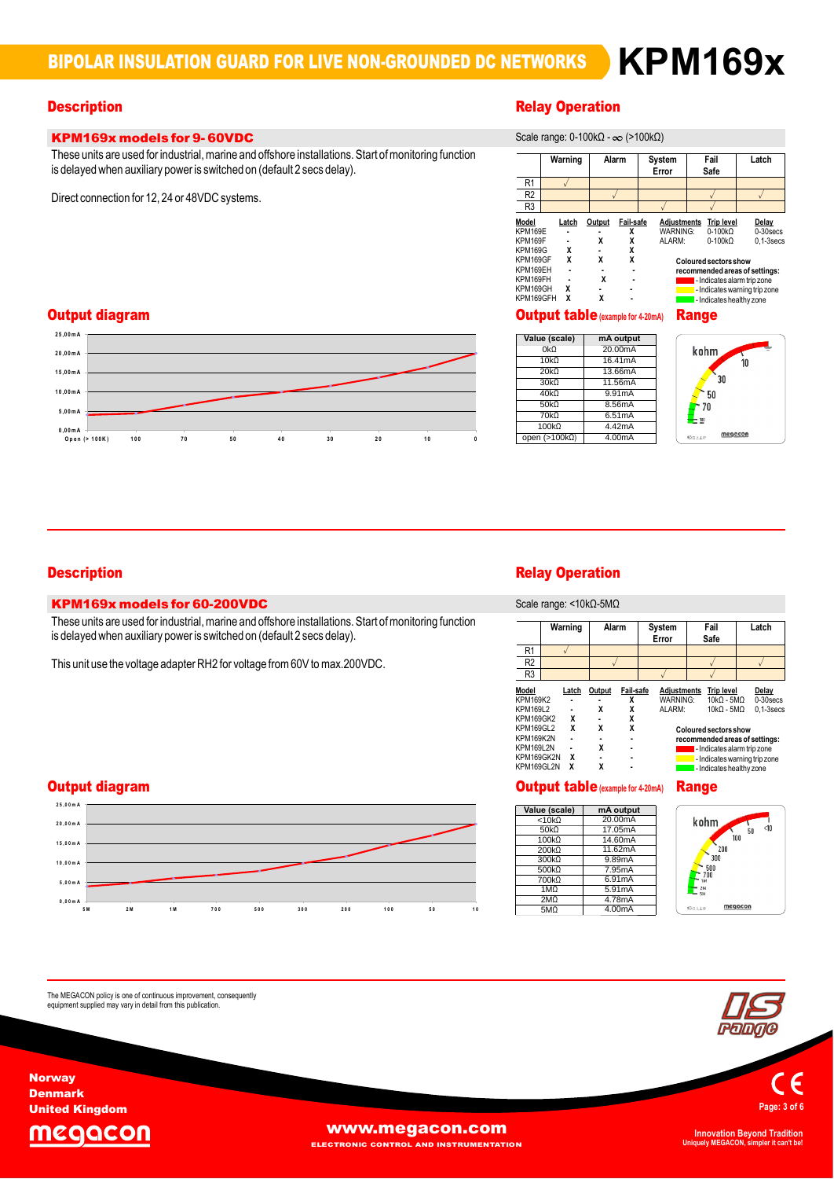# BIPOLAR INSULATION GUARD FOR LIVE NON-GROUNDED DC NETWORKS KPM169x

## Description

### KPM169x models for 9- 60VDC

These units are used for industrial, marine and offshore installations. Start of monitoring function is delayed when auxiliary power is switched on (default 2 secs delay).

Direct connection for 12, 24 or 48VDC systems.

## Relay Operation

Scale range: 0-100kΩ - ∞ (>100kΩ)

| | Warning | Alarm | System Error | Fail Safe | Latch |
|---|---|---|---|---|---|
| R1 | √ | | | | |
| R2 | | √ | | √ | √ |
| R3 | | | √ | √ | |

| Model | Latch | Output | Fail-safe |
|---|---|---|---|
| KPM169E | - | - | X |
| KPM169F | - | X | X |
| KPM169G | X | - | X |
| KPM169GF | X | X | X |
| KPM169EH | - | - | - |
| KPM169FH | - | X | - |
| KPM169GH | X | - | - |
| KPM169GFH | X | X | - |

| Adjustments | Trip level | Delay |
|---|---|---|
| WARNING: | 0-100kΩ | 0-30secs |
| ALARM: | 0-100kΩ | 0,1-3secs |

**Coloured sectors show recommended areas of settings:**

- Indicates alarm trip zone
- Indicates warning trip zone
- Indicates healthy zone

## Output diagram

## Output table (example for 4-20mA)

| Value (scale) | mA output |
|---|---|
| 0kΩ | 20.00mA |
| 10kΩ | 16.41mA |
| 20kΩ | 13.66mA |
| 30kΩ | 11.56mA |
| 40kΩ | 9.91mA |
| 50kΩ | 8.56mA |
| 70kΩ | 6.51mA |
| 100kΩ | 4.42mA |
| open (>100kΩ) | 4.00mA |

## Range

## Description

### KPM169x models for 60-200VDC

These units are used for industrial, marine and offshore installations. Start of monitoring function is delayed when auxiliary power is switched on (default 2 secs delay).

This unit use the voltage adapter RH2 for voltage from 60V to max.200VDC.

## Relay Operation

Scale range: <10kΩ-5MΩ

| | Warning | Alarm | System Error | Fail Safe | Latch |
|---|---|---|---|---|---|
| R1 | √ | | | | |
| R2 | | √ | | √ | √ |
| R3 | | | √ | √ | |

| Model | Latch | Output | Fail-safe |
|---|---|---|---|
| KPM169K2 | - | - | X |
| KPM169L2 | - | X | X |
| KPM169GK2 | X | - | X |
| KPM169GL2 | X | X | X |
| KPM169K2N | - | - | - |
| KPM169L2N | - | X | - |
| KPM169GK2N | X | - | - |
| KPM169GL2N | X | X | - |

| Adjustments | Trip level | Delay |
|---|---|---|
| WARNING: | 10kΩ - 5MΩ | 0-30secs |
| ALARM: | 10kΩ - 5MΩ | 0,1-3secs |

**Coloured sectors show recommended areas of settings:**

- Indicates alarm trip zone
- Indicates warning trip zone
- Indicates healthy zone

## Output diagram

## Output table (example for 4-20mA)

| Value (scale) | mA output |
|---|---|
| <10kΩ | 20.00mA |
| 50kΩ | 17.05mA |
| 100kΩ | 14.60mA |
| 200kΩ | 11.62mA |
| 300kΩ | 9.89mA |
| 500kΩ | 7.95mA |
| 700kΩ | 6.91mA |
| 1MΩ | 5.91mA |
| 2MΩ | 4.78mA |
| 5MΩ | 4.00mA |

## Range

The MEGACON policy is one of continuous improvement, consequently equipment supplied may vary in detail from this publication.

Norway
Denmark
United Kingdom

www.megacon.com
ELECTRONIC CONTROL AND INSTRUMENTATION

Innovation Beyond Tradition
Uniquely MEGACON, simpler it can't be!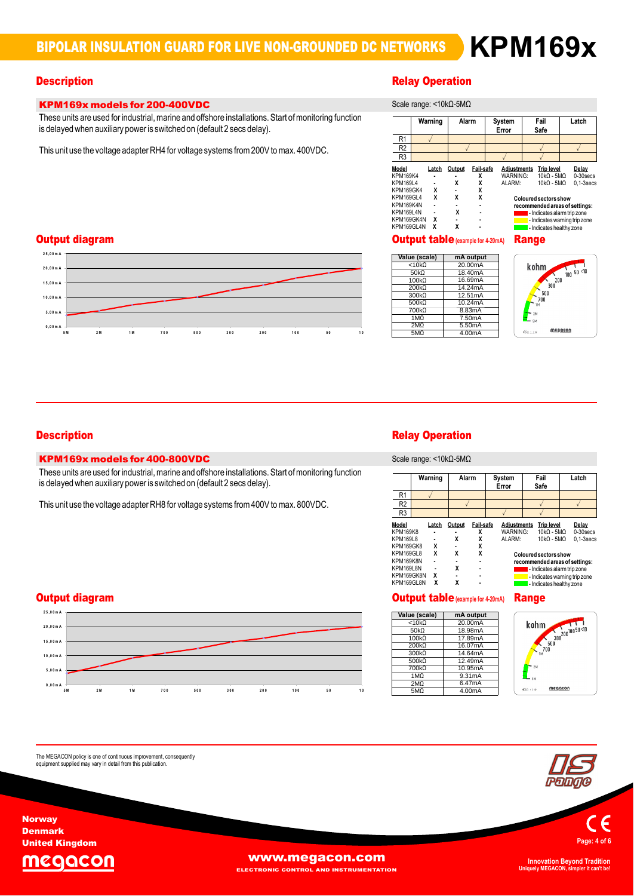# BIPOLAR INSULATION GUARD FOR LIVE NON-GROUNDED DC NETWORKS

# KPM169x

## Description

### KPM169x models for 200-400VDC

These units are used for industrial, marine and offshore installations. Start of monitoring function is delayed when auxiliary power is switched on (default 2 secs delay).

This unit use the voltage adapter RH4 for voltage systems from 200V to max. 400VDC.

## Relay Operation

Scale range: <10kΩ-5MΩ

| | Warning | Alarm | System Error | Fail Safe | Latch |
|---|---|---|---|---|---|
| R1 | √ | | | | |
| R2 | | √ | | √ | √ |
| R3 | | | √ | √ | |

| Model | Latch | Output | Fail-safe |
|---|---|---|---|
| KPM169K4 | - | - | X |
| KPM169L4 | - | X | X |
| KPM169GK4 | X | - | X |
| KPM169GL4 | X | X | X |
| KPM169K4N | - | - | - |
| KPM169L4N | - | X | - |
| KPM169GK4N | X | - | - |
| KPM169GL4N | X | X | - |

| Adjustments | Trip level | Delay |
|---|---|---|
| WARNING: | 10kΩ - 5MΩ | 0-30secs |
| ALARM: | 10kΩ - 5MΩ | 0,1-3secs |

Coloured sectors show recommended areas of settings:
- Indicates alarm trip zone
- Indicates warning trip zone
- Indicates healthy zone

## Output diagram

## Output table (example for 4-20mA)

| Value (scale) | mA output |
|---|---|
| <10kΩ | 20.00mA |
| 50kΩ | 18.40mA |
| 100kΩ | 16.69mA |
| 200kΩ | 14.24mA |
| 300kΩ | 12.51mA |
| 500kΩ | 10.24mA |
| 700kΩ | 8.83mA |
| 1MΩ | 7.50mA |
| 2MΩ | 5.50mA |
| 5MΩ | 4.00mA |

## Range

## Description

### KPM169x models for 400-800VDC

These units are used for industrial, marine and offshore installations. Start of monitoring function is delayed when auxiliary power is switched on (default 2 secs delay).

This unit use the voltage adapter RH8 for voltage systems from 400V to max. 800VDC.

## Relay Operation

Scale range: <10kΩ-5MΩ

| | Warning | Alarm | System Error | Fail Safe | Latch |
|---|---|---|---|---|---|
| R1 | √ | | | | |
| R2 | | √ | | √ | √ |
| R3 | | | √ | √ | |

| Model | Latch | Output | Fail-safe |
|---|---|---|---|
| KPM169K8 | - | - | X |
| KPM169L8 | - | X | X |
| KPM169GK8 | X | - | X |
| KPM169GL8 | X | X | X |
| KPM169K8N | - | - | - |
| KPM169L8N | - | X | - |
| KPM169GK8N | X | - | - |
| KPM169GL8N | X | X | - |

| Adjustments | Trip level | Delay |
|---|---|---|
| WARNING: | 10kΩ - 5MΩ | 0-30secs |
| ALARM: | 10kΩ - 5MΩ | 0,1-3secs |

Coloured sectors show recommended areas of settings:
- Indicates alarm trip zone
- Indicates warning trip zone
- Indicates healthy zone

## Output diagram

## Output table (example for 4-20mA)

| Value (scale) | mA output |
|---|---|
| <10kΩ | 20.00mA |
| 50kΩ | 18.98mA |
| 100kΩ | 17.89mA |
| 200kΩ | 16.07mA |
| 300kΩ | 14.64mA |
| 500kΩ | 12.49mA |
| 700kΩ | 10.95mA |
| 1MΩ | 9.31mA |
| 2MΩ | 6.47mA |
| 5MΩ | 4.00mA |

## Range

The MEGACON policy is one of continuous improvement, consequently equipment supplied may vary in detail from this publication.

Norway
Denmark
United Kingdom

www.megacon.com
ELECTRONIC CONTROL AND INSTRUMENTATION

Innovation Beyond Tradition
Uniquely MEGACON, simpler it can't be!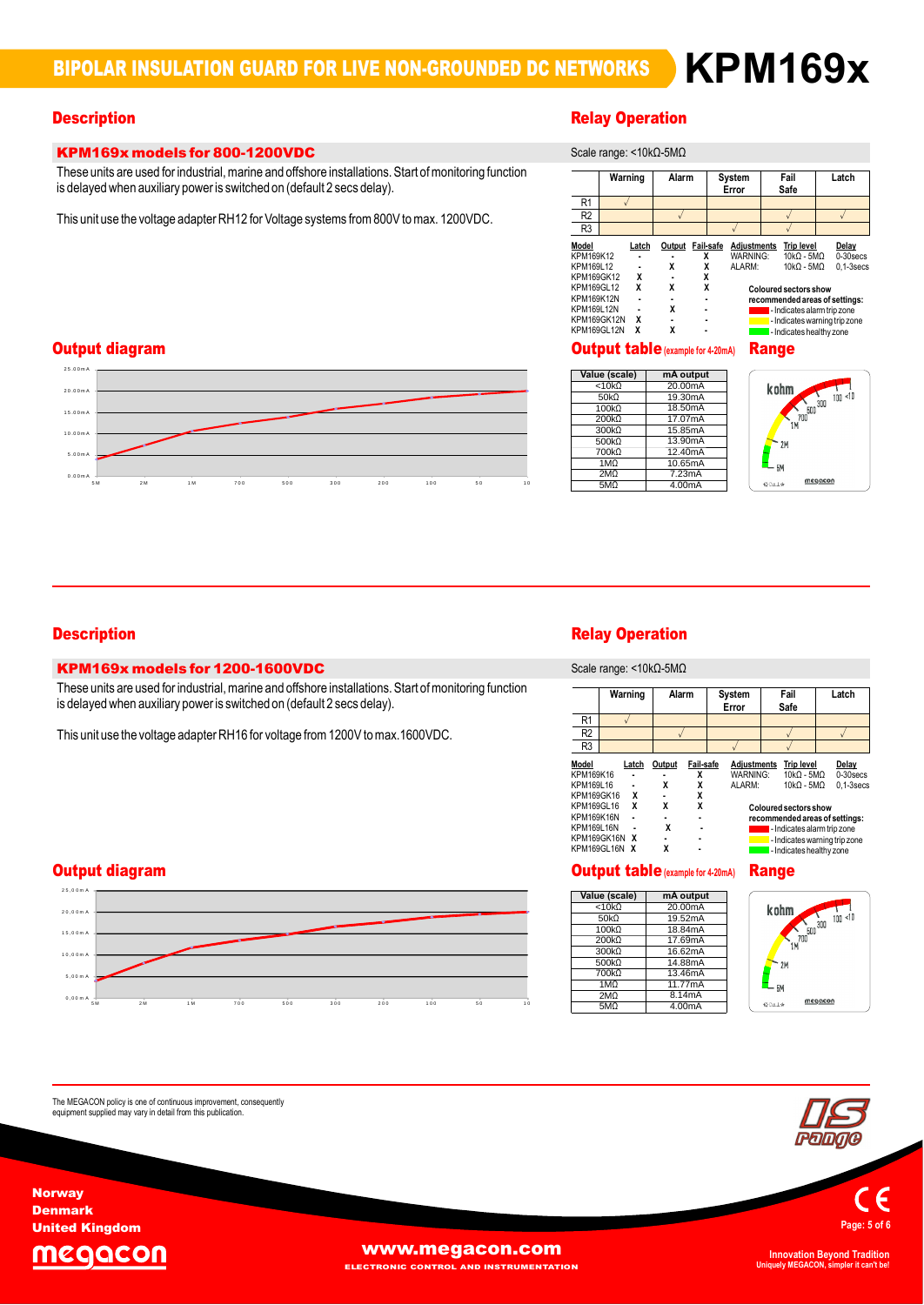# BIPOLAR INSULATION GUARD FOR LIVE NON-GROUNDED DC NETWORKS **KPM169x**

## Description

### KPM169x models for 800-1200VDC

These units are used for industrial, marine and offshore installations. Start of monitoring function is delayed when auxiliary power is switched on (default 2 secs delay).

This unit use the voltage adapter RH12 for Voltage systems from 800V to max. 1200VDC.

## Relay Operation

Scale range: <10kΩ-5MΩ

| | Warning | Alarm | System Error | Fail Safe | Latch |
|---|---|---|---|---|---|
| R1 | √ | | | | |
| R2 | | √ | | √ | √ |
| R3 | | | √ | √ | |

| Model | Latch | Output | Fail-safe |
|---|---|---|---|
| KPM169K12 | - | - | X |
| KPM169L12 | - | X | X |
| KPM169GK12 | X | - | X |
| KPM169GL12 | X | X | X |
| KPM169K12N | - | - | - |
| KPM169L12N | - | X | - |
| KPM169GK12N | X | - | - |
| KPM169GL12N | X | X | - |

| Adjustments | Trip level | Delay |
|---|---|---|
| WARNING: | 10kΩ - 5MΩ | 0-30secs |
| ALARM: | 10kΩ - 5MΩ | 0,1-3secs |

**Coloured sectors show recommended areas of settings:**
- Indicates alarm trip zone
- Indicates warning trip zone
- Indicates healthy zone

## Output diagram

## Output table (example for 4-20mA)

| Value (scale) | mA output |
|---|---|
| <10kΩ | 20.00mA |
| 50kΩ | 19.30mA |
| 100kΩ | 18.50mA |
| 200kΩ | 17.07mA |
| 300kΩ | 15.85mA |
| 500kΩ | 13.90mA |
| 700kΩ | 12.40mA |
| 1MΩ | 10.65mA |
| 2MΩ | 7.23mA |
| 5MΩ | 4.00mA |

## Range

## Description

### KPM169x models for 1200-1600VDC

These units are used for industrial, marine and offshore installations. Start of monitoring function is delayed when auxiliary power is switched on (default 2 secs delay).

This unit use the voltage adapter RH16 for voltage from 1200V to max.1600VDC.

## Relay Operation

Scale range: <10kΩ-5MΩ

| | Warning | Alarm | System Error | Fail Safe | Latch |
|---|---|---|---|---|---|
| R1 | √ | | | | |
| R2 | | √ | | √ | √ |
| R3 | | | √ | √ | |

| Model | Latch | Output | Fail-safe |
|---|---|---|---|
| KPM169K16 | - | - | X |
| KPM169L16 | - | X | X |
| KPM169GK16 | X | - | X |
| KPM169GL16 | X | X | X |
| KPM169K16N | - | - | - |
| KPM169L16N | - | X | - |
| KPM169GK16N | X | - | - |
| KPM169GL16N | X | X | - |

| Adjustments | Trip level | Delay |
|---|---|---|
| WARNING: | 10kΩ - 5MΩ | 0-30secs |
| ALARM: | 10kΩ - 5MΩ | 0,1-3secs |

**Coloured sectors show recommended areas of settings:**
- Indicates alarm trip zone
- Indicates warning trip zone
- Indicates healthy zone

## Output diagram

## Output table (example for 4-20mA)

| Value (scale) | mA output |
|---|---|
| <10kΩ | 20.00mA |
| 50kΩ | 19.52mA |
| 100kΩ | 18.84mA |
| 200kΩ | 17.69mA |
| 300kΩ | 16.62mA |
| 500kΩ | 14.88mA |
| 700kΩ | 13.46mA |
| 1MΩ | 11.77mA |
| 2MΩ | 8.14mA |
| 5MΩ | 4.00mA |

## Range

The MEGACON policy is one of continuous improvement, consequently equipment supplied may vary in detail from this publication.

Norway
Denmark
United Kingdom

www.megacon.com
ELECTRONIC CONTROL AND INSTRUMENTATION

Innovation Beyond Tradition
Uniquely MEGACON, simpler it can't be!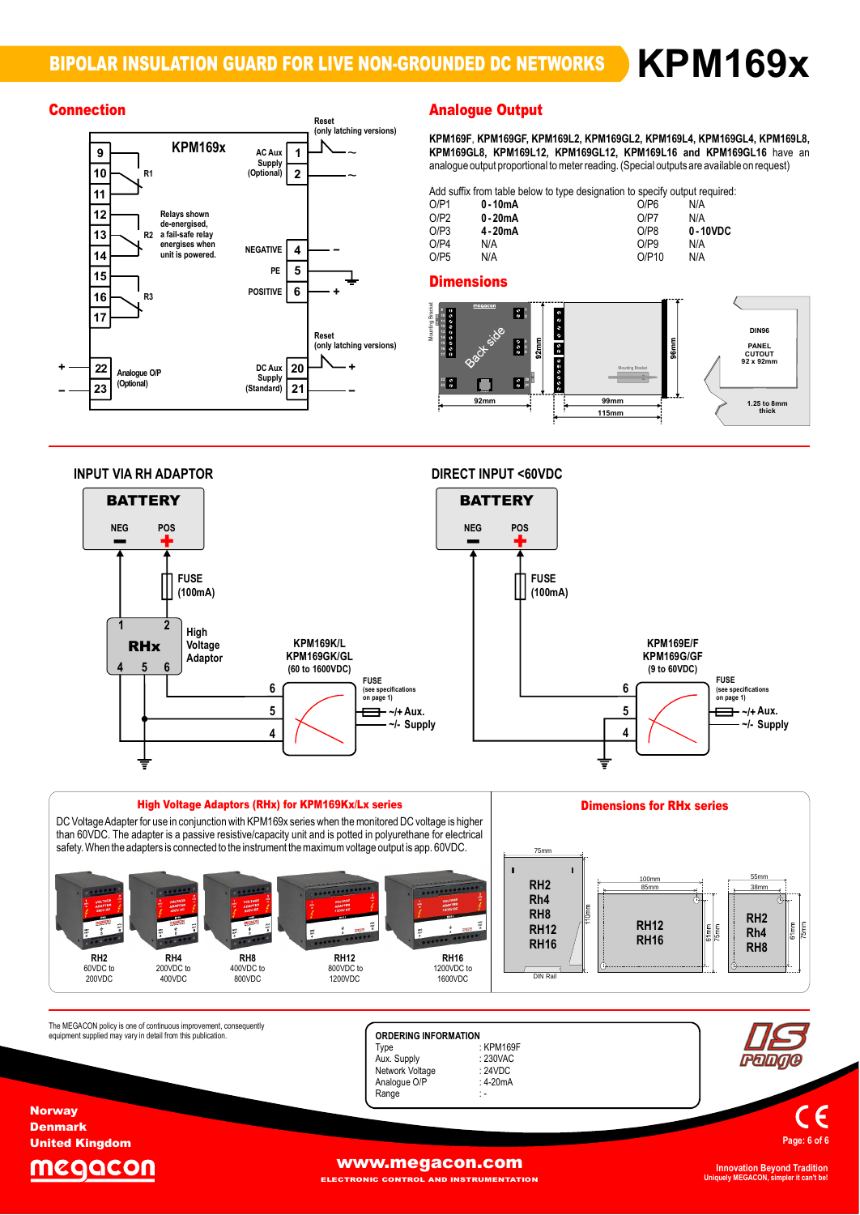# BIPOLAR INSULATION GUARD FOR LIVE NON-GROUNDED DC NETWORKS KPM169x

## Connection

KPM169x

9
10 R1
11
12
13 R2
14
15
16 R3
17

Relays shown de-energised, a fail-safe relay energises when unit is powered.

Reset (only latching versions)

AC Aux Supply (Optional) 1 2 ~ ~

NEGATIVE 4 –
PE 5
POSITIVE 6 +

Reset (only latching versions)

DC Aux Supply (Standard) 20 21 + –

+ 22 Analogue O/P (Optional)
– 23

## Analogue Output

**KPM169F**, **KPM169GF, KPM169L2, KPM169GL2, KPM169L4, KPM169GL4, KPM169L8, KPM169GL8, KPM169L12, KPM169GL12, KPM169L16 and KPM169GL16** have an analogue output proportional to meter reading. (Special outputs are available on request)

Add suffix from table below to type designation to specify output required:

| | | | |
|---|---|---|---|
| O/P1 | **0 - 10mA** | O/P6 | N/A |
| O/P2 | **0 - 20mA** | O/P7 | N/A |
| O/P3 | **4 - 20mA** | O/P8 | **0 - 10VDC** |
| O/P4 | N/A | O/P9 | N/A |
| O/P5 | N/A | O/P10 | N/A |

## Dimensions

Back side
92mm
92mm
99mm
115mm
96mm
Mounting Bracket

DIN96
PANEL CUTOUT 92 x 92mm
1.25 to 8mm thick

### INPUT VIA RH ADAPTOR

BATTERY
NEG –
POS +
FUSE (100mA)
RHx High Voltage Adaptor
1 2 4 5 6
KPM169K/L
KPM169GK/GL
(60 to 1600VDC)
6 5 4
FUSE (see specifications on page 1)
~/+ Aux.
~/- Supply

### DIRECT INPUT <60VDC

BATTERY
NEG –
POS +
FUSE (100mA)
KPM169E/F
KPM169G/GF
(9 to 60VDC)
6 5 4
FUSE (see specifications on page 1)
~/+ Aux.
~/- Supply

### High Voltage Adaptors (RHx) for KPM169Kx/Lx series

DC Voltage Adapter for use in conjunction with KPM169x series when the monitored DC voltage is higher than 60VDC. The adapter is a passive resistive/capacity unit and is potted in polyurethane for electrical safety. When the adapters is connected to the instrument the maximum voltage output is app. 60VDC.

| RH2 | RH4 | RH8 | RH12 | RH16 |
|---|---|---|---|---|
| 60VDC to 200VDC | 200VDC to 400VDC | 400VDC to 800VDC | 800VDC to 1200VDC | 1200VDC to 1600VDC |

### Dimensions for RHx series

RH2, RH4, RH8, RH12, RH16 — 75mm, 110mm, DIN Rail

RH12, RH16 — 100mm, 85mm, 61mm, 75mm

RH2, RH4, RH8 — 55mm, 38mm, 61mm, 75mm

The MEGACON policy is one of continuous improvement, consequently equipment supplied may vary in detail from this publication.

**ORDERING INFORMATION**

| | |
|---|---|
| Type | : KPM169F |
| Aux. Supply | : 230VAC |
| Network Voltage | : 24VDC |
| Analogue O/P | : 4-20mA |
| Range | : - |

**Norway**
**Denmark**
**United Kingdom**

megacon

www.megacon.com
ELECTRONIC CONTROL AND INSTRUMENTATION

Innovation Beyond Tradition
Uniquely MEGACON, simpler it can't be!